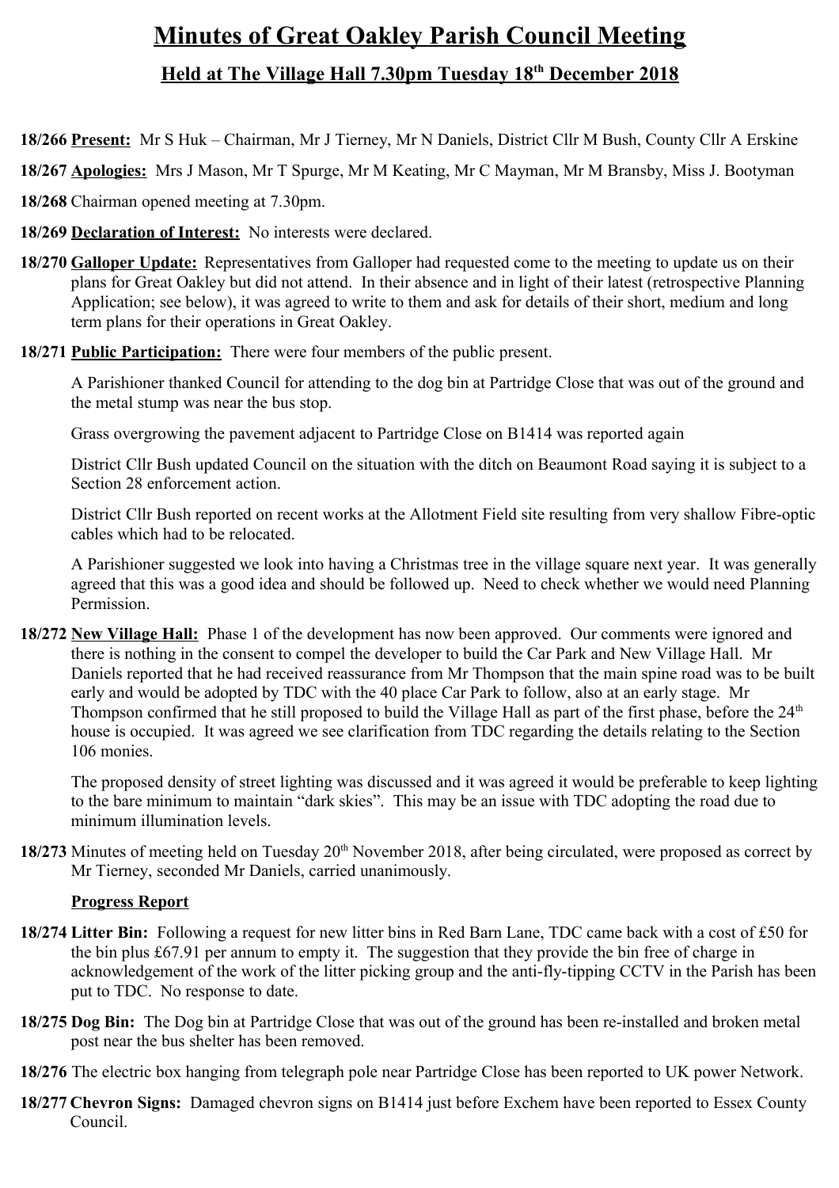# Minutes of Great Oakley Parish Council Meeting

## Held at The Village Hall 7.30pm Tuesday 18th December 2018

**18/266 Present:** Mr S Huk – Chairman, Mr J Tierney, Mr N Daniels, District Cllr M Bush, County Cllr A Erskine

**18/267 Apologies:** Mrs J Mason, Mr T Spurge, Mr M Keating, Mr C Mayman, Mr M Bransby, Miss J. Bootyman

**18/268** Chairman opened meeting at 7.30pm.

**18/269 Declaration of Interest:** No interests were declared.

**18/270 Galloper Update:** Representatives from Galloper had requested come to the meeting to update us on their plans for Great Oakley but did not attend. In their absence and in light of their latest (retrospective Planning Application; see below), it was agreed to write to them and ask for details of their short, medium and long term plans for their operations in Great Oakley.

**18/271 Public Participation:** There were four members of the public present.

A Parishioner thanked Council for attending to the dog bin at Partridge Close that was out of the ground and the metal stump was near the bus stop.

Grass overgrowing the pavement adjacent to Partridge Close on B1414 was reported again

District Cllr Bush updated Council on the situation with the ditch on Beaumont Road saying it is subject to a Section 28 enforcement action.

District Cllr Bush reported on recent works at the Allotment Field site resulting from very shallow Fibre-optic cables which had to be relocated.

A Parishioner suggested we look into having a Christmas tree in the village square next year. It was generally agreed that this was a good idea and should be followed up. Need to check whether we would need Planning Permission.

**18/272 New Village Hall:** Phase 1 of the development has now been approved. Our comments were ignored and there is nothing in the consent to compel the developer to build the Car Park and New Village Hall. Mr Daniels reported that he had received reassurance from Mr Thompson that the main spine road was to be built early and would be adopted by TDC with the 40 place Car Park to follow, also at an early stage. Mr Thompson confirmed that he still proposed to build the Village Hall as part of the first phase, before the 24th house is occupied. It was agreed we see clarification from TDC regarding the details relating to the Section 106 monies.

The proposed density of street lighting was discussed and it was agreed it would be preferable to keep lighting to the bare minimum to maintain "dark skies". This may be an issue with TDC adopting the road due to minimum illumination levels.

**18/273** Minutes of meeting held on Tuesday 20th November 2018, after being circulated, were proposed as correct by Mr Tierney, seconded Mr Daniels, carried unanimously.

**Progress Report**

**18/274 Litter Bin:** Following a request for new litter bins in Red Barn Lane, TDC came back with a cost of £50 for the bin plus £67.91 per annum to empty it. The suggestion that they provide the bin free of charge in acknowledgement of the work of the litter picking group and the anti-fly-tipping CCTV in the Parish has been put to TDC. No response to date.

**18/275 Dog Bin:** The Dog bin at Partridge Close that was out of the ground has been re-installed and broken metal post near the bus shelter has been removed.

**18/276** The electric box hanging from telegraph pole near Partridge Close has been reported to UK power Network.

**18/277 Chevron Signs:** Damaged chevron signs on B1414 just before Exchem have been reported to Essex County Council.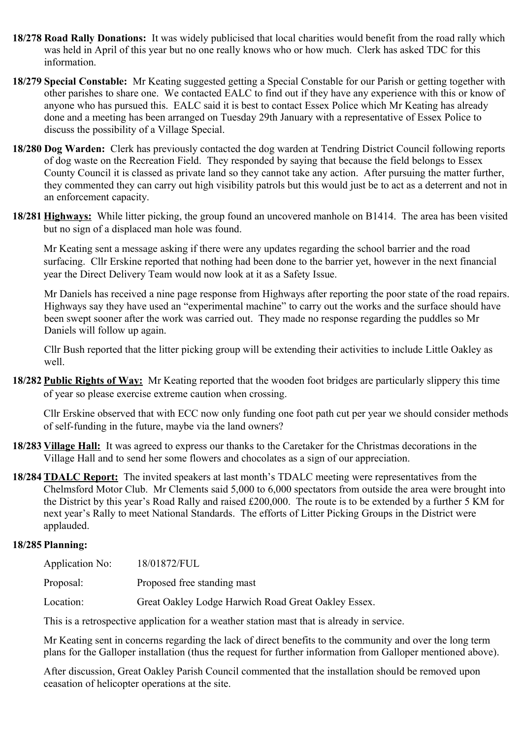**18/278 Road Rally Donations:** It was widely publicised that local charities would benefit from the road rally which was held in April of this year but no one really knows who or how much. Clerk has asked TDC for this information.

**18/279 Special Constable:** Mr Keating suggested getting a Special Constable for our Parish or getting together with other parishes to share one. We contacted EALC to find out if they have any experience with this or know of anyone who has pursued this. EALC said it is best to contact Essex Police which Mr Keating has already done and a meeting has been arranged on Tuesday 29th January with a representative of Essex Police to discuss the possibility of a Village Special.

**18/280 Dog Warden:** Clerk has previously contacted the dog warden at Tendring District Council following reports of dog waste on the Recreation Field. They responded by saying that because the field belongs to Essex County Council it is classed as private land so they cannot take any action. After pursuing the matter further, they commented they can carry out high visibility patrols but this would just be to act as a deterrent and not in an enforcement capacity.

**18/281 Highways:** While litter picking, the group found an uncovered manhole on B1414. The area has been visited but no sign of a displaced man hole was found.

Mr Keating sent a message asking if there were any updates regarding the school barrier and the road surfacing. Cllr Erskine reported that nothing had been done to the barrier yet, however in the next financial year the Direct Delivery Team would now look at it as a Safety Issue.

Mr Daniels has received a nine page response from Highways after reporting the poor state of the road repairs. Highways say they have used an "experimental machine" to carry out the works and the surface should have been swept sooner after the work was carried out. They made no response regarding the puddles so Mr Daniels will follow up again.

Cllr Bush reported that the litter picking group will be extending their activities to include Little Oakley as well.

**18/282 Public Rights of Way:** Mr Keating reported that the wooden foot bridges are particularly slippery this time of year so please exercise extreme caution when crossing.

Cllr Erskine observed that with ECC now only funding one foot path cut per year we should consider methods of self-funding in the future, maybe via the land owners?

**18/283 Village Hall:** It was agreed to express our thanks to the Caretaker for the Christmas decorations in the Village Hall and to send her some flowers and chocolates as a sign of our appreciation.

**18/284 TDALC Report:** The invited speakers at last month's TDALC meeting were representatives from the Chelmsford Motor Club. Mr Clements said 5,000 to 6,000 spectators from outside the area were brought into the District by this year's Road Rally and raised £200,000. The route is to be extended by a further 5 KM for next year's Rally to meet National Standards. The efforts of Litter Picking Groups in the District were applauded.

**18/285 Planning:**

Application No: 18/01872/FUL

Proposal: Proposed free standing mast

Location: Great Oakley Lodge Harwich Road Great Oakley Essex.

This is a retrospective application for a weather station mast that is already in service.

Mr Keating sent in concerns regarding the lack of direct benefits to the community and over the long term plans for the Galloper installation (thus the request for further information from Galloper mentioned above).

After discussion, Great Oakley Parish Council commented that the installation should be removed upon ceasation of helicopter operations at the site.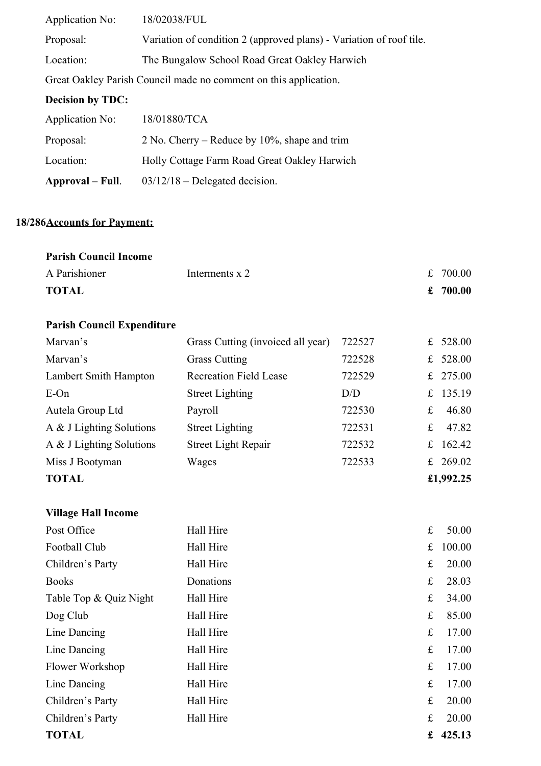| | |
|---|---|
| Application No: | 18/02038/FUL |
| Proposal: | Variation of condition 2 (approved plans) - Variation of roof tile. |
| Location: | The Bungalow School Road Great Oakley Harwich |

Great Oakley Parish Council made no comment on this application.

**Decision by TDC:**

| | |
|---|---|
| Application No: | 18/01880/TCA |
| Proposal: | 2 No. Cherry – Reduce by 10%, shape and trim |
| Location: | Holly Cottage Farm Road Great Oakley Harwich |
| **Approval – Full**. | 03/12/18 – Delegated decision. |

**18/286 Accounts for Payment:**

**Parish Council Income**

| | | |
|---|---|---|
| A Parishioner | Interments x 2 | £ 700.00 |
| **TOTAL** | | **£ 700.00** |

**Parish Council Expenditure**

| | | | |
|---|---|---|---|
| Marvan's | Grass Cutting (invoiced all year) | 722527 | £ 528.00 |
| Marvan's | Grass Cutting | 722528 | £ 528.00 |
| Lambert Smith Hampton | Recreation Field Lease | 722529 | £ 275.00 |
| E-On | Street Lighting | D/D | £ 135.19 |
| Autela Group Ltd | Payroll | 722530 | £ 46.80 |
| A & J Lighting Solutions | Street Lighting | 722531 | £ 47.82 |
| A & J Lighting Solutions | Street Light Repair | 722532 | £ 162.42 |
| Miss J Bootyman | Wages | 722533 | £ 269.02 |
| **TOTAL** | | | **£1,992.25** |

**Village Hall Income**

| | | |
|---|---|---|
| Post Office | Hall Hire | £ 50.00 |
| Football Club | Hall Hire | £ 100.00 |
| Children's Party | Hall Hire | £ 20.00 |
| Books | Donations | £ 28.03 |
| Table Top & Quiz Night | Hall Hire | £ 34.00 |
| Dog Club | Hall Hire | £ 85.00 |
| Line Dancing | Hall Hire | £ 17.00 |
| Line Dancing | Hall Hire | £ 17.00 |
| Flower Workshop | Hall Hire | £ 17.00 |
| Line Dancing | Hall Hire | £ 17.00 |
| Children's Party | Hall Hire | £ 20.00 |
| Children's Party | Hall Hire | £ 20.00 |
| **TOTAL** | | **£ 425.13** |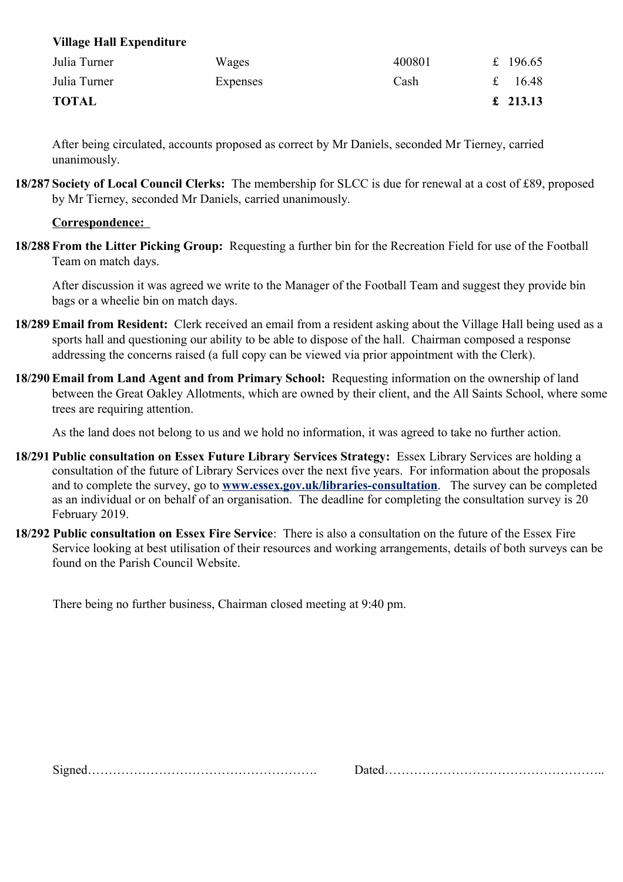**Village Hall Expenditure**

| | | | |
|---|---|---|---|
| Julia Turner | Wages | 400801 | £ 196.65 |
| Julia Turner | Expenses | Cash | £ 16.48 |
| **TOTAL** | | | **£ 213.13** |

After being circulated, accounts proposed as correct by Mr Daniels, seconded Mr Tierney, carried unanimously.

**18/287 Society of Local Council Clerks:** The membership for SLCC is due for renewal at a cost of £89, proposed by Mr Tierney, seconded Mr Daniels, carried unanimously.

**Correspondence:**

**18/288 From the Litter Picking Group:** Requesting a further bin for the Recreation Field for use of the Football Team on match days.

After discussion it was agreed we write to the Manager of the Football Team and suggest they provide bin bags or a wheelie bin on match days.

**18/289 Email from Resident:** Clerk received an email from a resident asking about the Village Hall being used as a sports hall and questioning our ability to be able to dispose of the hall. Chairman composed a response addressing the concerns raised (a full copy can be viewed via prior appointment with the Clerk).

**18/290 Email from Land Agent and from Primary School:** Requesting information on the ownership of land between the Great Oakley Allotments, which are owned by their client, and the All Saints School, where some trees are requiring attention.

As the land does not belong to us and we hold no information, it was agreed to take no further action.

**18/291 Public consultation on Essex Future Library Services Strategy:** Essex Library Services are holding a consultation of the future of Library Services over the next five years. For information about the proposals and to complete the survey, go to **www.essex.gov.uk/libraries-consultation**. The survey can be completed as an individual or on behalf of an organisation. The deadline for completing the consultation survey is 20 February 2019.

**18/292 Public consultation on Essex Fire Service**: There is also a consultation on the future of the Essex Fire Service looking at best utilisation of their resources and working arrangements, details of both surveys can be found on the Parish Council Website.

There being no further business, Chairman closed meeting at 9:40 pm.

Signed………………………………………………. Dated……………………………………………..